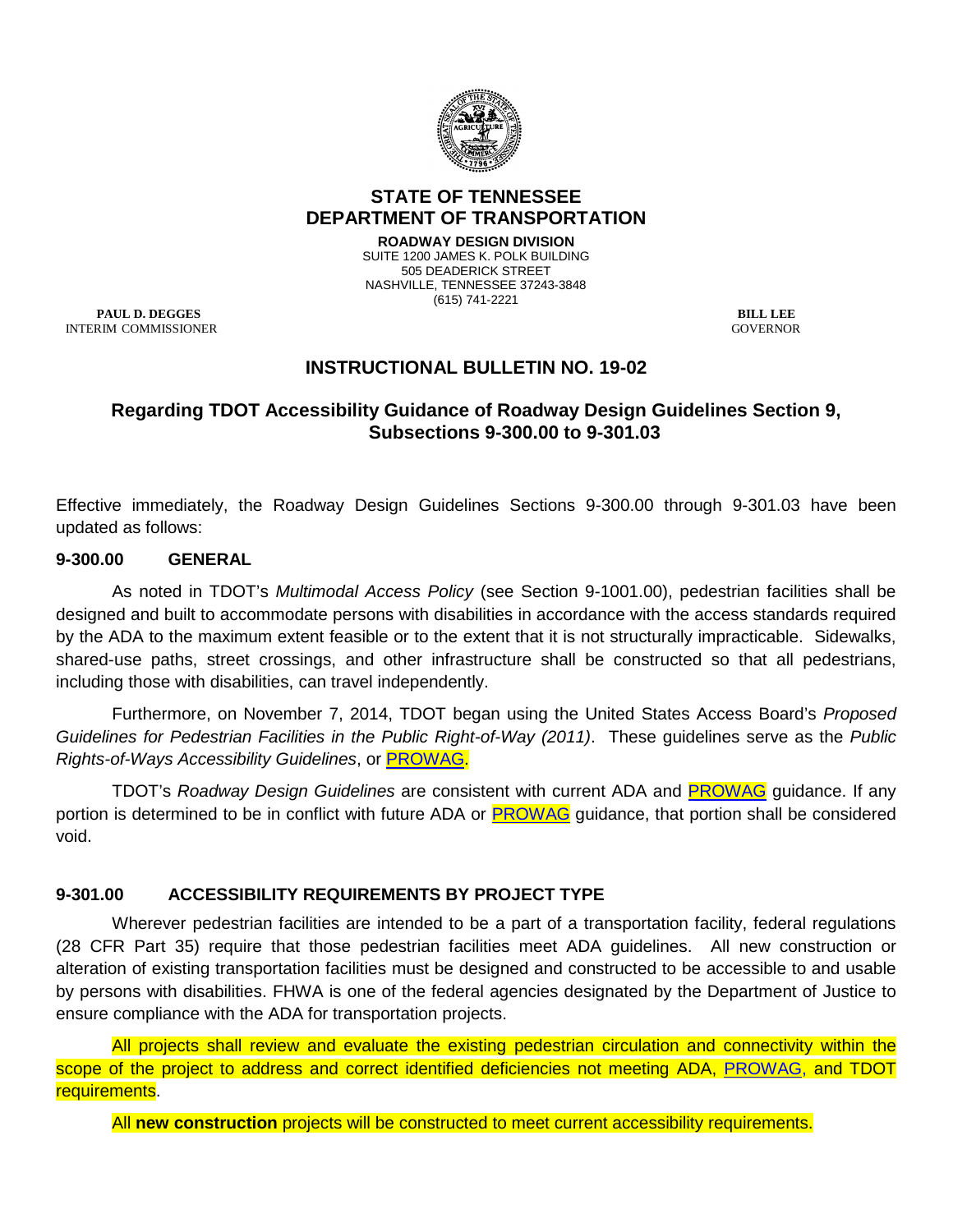# STATE OF TENNESSEE
# DEPARTMENT OF TRANSPORTATION

**ROADWAY DESIGN DIVISION**
SUITE 1200 JAMES K. POLK BUILDING
505 DEADERICK STREET
NASHVILLE, TENNESSEE 37243-3848
(615) 741-2221

**PAUL D. DEGGES**
INTERIM COMMISSIONER

**BILL LEE**
GOVERNOR

## INSTRUCTIONAL BULLETIN NO. 19-02

### Regarding TDOT Accessibility Guidance of Roadway Design Guidelines Section 9, Subsections 9-300.00 to 9-301.03

Effective immediately, the Roadway Design Guidelines Sections 9-300.00 through 9-301.03 have been updated as follows:

**9-300.00 GENERAL**

As noted in TDOT's *Multimodal Access Policy* (see Section 9-1001.00), pedestrian facilities shall be designed and built to accommodate persons with disabilities in accordance with the access standards required by the ADA to the maximum extent feasible or to the extent that it is not structurally impracticable. Sidewalks, shared-use paths, street crossings, and other infrastructure shall be constructed so that all pedestrians, including those with disabilities, can travel independently.

Furthermore, on November 7, 2014, TDOT began using the United States Access Board's *Proposed Guidelines for Pedestrian Facilities in the Public Right-of-Way (2011)*. These guidelines serve as the *Public Rights-of-Ways Accessibility Guidelines*, or PROWAG.

TDOT's *Roadway Design Guidelines* are consistent with current ADA and PROWAG guidance. If any portion is determined to be in conflict with future ADA or PROWAG guidance, that portion shall be considered void.

**9-301.00 ACCESSIBILITY REQUIREMENTS BY PROJECT TYPE**

Wherever pedestrian facilities are intended to be a part of a transportation facility, federal regulations (28 CFR Part 35) require that those pedestrian facilities meet ADA guidelines. All new construction or alteration of existing transportation facilities must be designed and constructed to be accessible to and usable by persons with disabilities. FHWA is one of the federal agencies designated by the Department of Justice to ensure compliance with the ADA for transportation projects.

All projects shall review and evaluate the existing pedestrian circulation and connectivity within the scope of the project to address and correct identified deficiencies not meeting ADA, PROWAG, and TDOT requirements.

All **new construction** projects will be constructed to meet current accessibility requirements.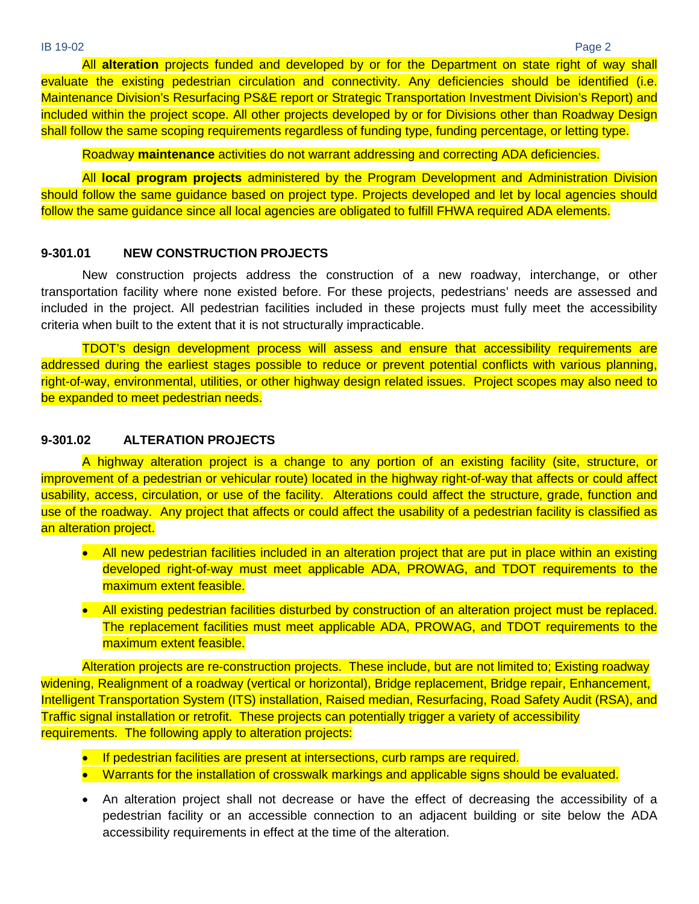All **alteration** projects funded and developed by or for the Department on state right of way shall evaluate the existing pedestrian circulation and connectivity. Any deficiencies should be identified (i.e. Maintenance Division's Resurfacing PS&E report or Strategic Transportation Investment Division's Report) and included within the project scope. All other projects developed by or for Divisions other than Roadway Design shall follow the same scoping requirements regardless of funding type, funding percentage, or letting type.

Roadway **maintenance** activities do not warrant addressing and correcting ADA deficiencies.

All **local program projects** administered by the Program Development and Administration Division should follow the same guidance based on project type. Projects developed and let by local agencies should follow the same guidance since all local agencies are obligated to fulfill FHWA required ADA elements.

### 9-301.01 NEW CONSTRUCTION PROJECTS

New construction projects address the construction of a new roadway, interchange, or other transportation facility where none existed before. For these projects, pedestrians' needs are assessed and included in the project. All pedestrian facilities included in these projects must fully meet the accessibility criteria when built to the extent that it is not structurally impracticable.

TDOT's design development process will assess and ensure that accessibility requirements are addressed during the earliest stages possible to reduce or prevent potential conflicts with various planning, right-of-way, environmental, utilities, or other highway design related issues. Project scopes may also need to be expanded to meet pedestrian needs.

### 9-301.02 ALTERATION PROJECTS

A highway alteration project is a change to any portion of an existing facility (site, structure, or improvement of a pedestrian or vehicular route) located in the highway right-of-way that affects or could affect usability, access, circulation, or use of the facility. Alterations could affect the structure, grade, function and use of the roadway. Any project that affects or could affect the usability of a pedestrian facility is classified as an alteration project.

- All new pedestrian facilities included in an alteration project that are put in place within an existing developed right-of-way must meet applicable ADA, PROWAG, and TDOT requirements to the maximum extent feasible.
- All existing pedestrian facilities disturbed by construction of an alteration project must be replaced. The replacement facilities must meet applicable ADA, PROWAG, and TDOT requirements to the maximum extent feasible.

Alteration projects are re-construction projects. These include, but are not limited to; Existing roadway widening, Realignment of a roadway (vertical or horizontal), Bridge replacement, Bridge repair, Enhancement, Intelligent Transportation System (ITS) installation, Raised median, Resurfacing, Road Safety Audit (RSA), and Traffic signal installation or retrofit. These projects can potentially trigger a variety of accessibility requirements. The following apply to alteration projects:

- If pedestrian facilities are present at intersections, curb ramps are required.
- Warrants for the installation of crosswalk markings and applicable signs should be evaluated.
- An alteration project shall not decrease or have the effect of decreasing the accessibility of a pedestrian facility or an accessible connection to an adjacent building or site below the ADA accessibility requirements in effect at the time of the alteration.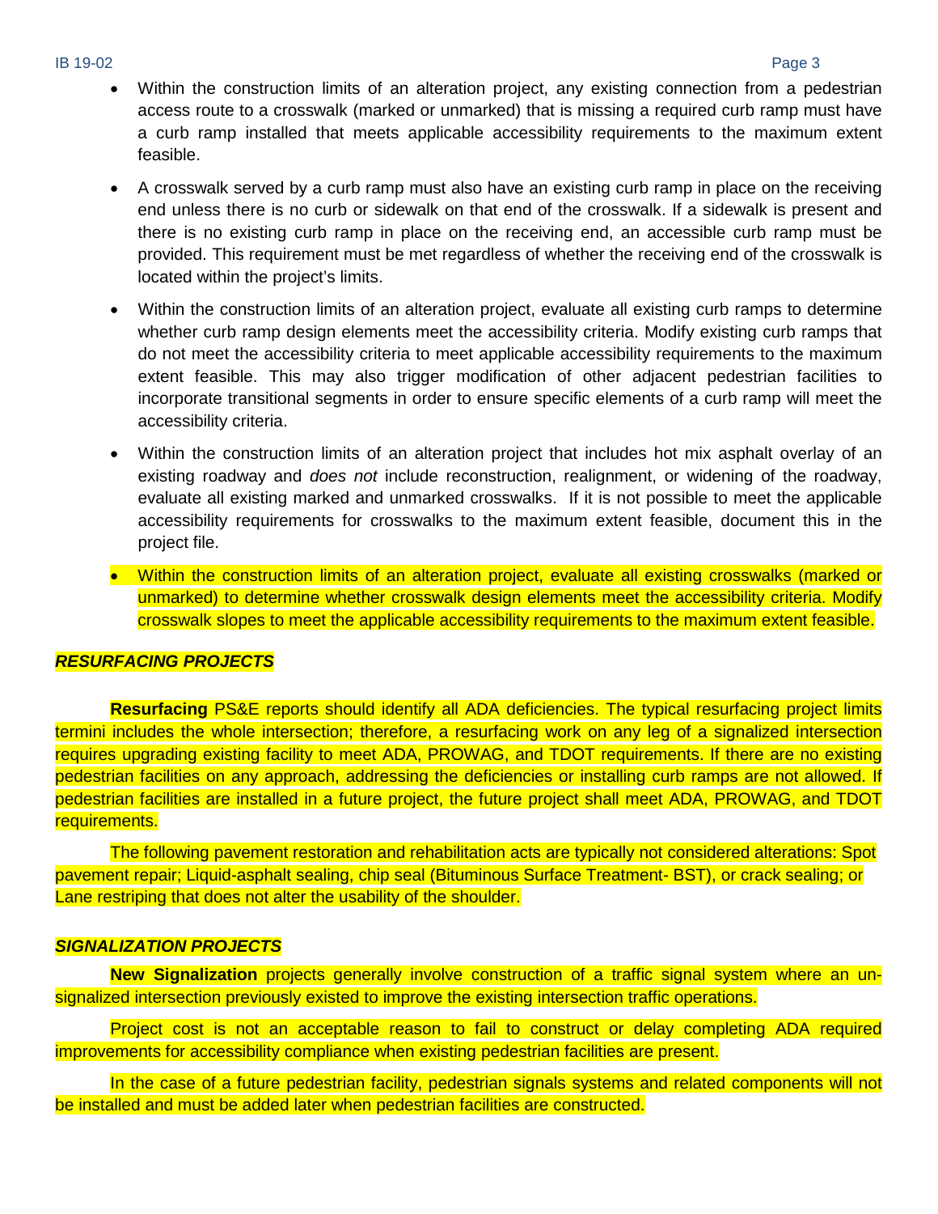- Within the construction limits of an alteration project, any existing connection from a pedestrian access route to a crosswalk (marked or unmarked) that is missing a required curb ramp must have a curb ramp installed that meets applicable accessibility requirements to the maximum extent feasible.

- A crosswalk served by a curb ramp must also have an existing curb ramp in place on the receiving end unless there is no curb or sidewalk on that end of the crosswalk. If a sidewalk is present and there is no existing curb ramp in place on the receiving end, an accessible curb ramp must be provided. This requirement must be met regardless of whether the receiving end of the crosswalk is located within the project's limits.

- Within the construction limits of an alteration project, evaluate all existing curb ramps to determine whether curb ramp design elements meet the accessibility criteria. Modify existing curb ramps that do not meet the accessibility criteria to meet applicable accessibility requirements to the maximum extent feasible. This may also trigger modification of other adjacent pedestrian facilities to incorporate transitional segments in order to ensure specific elements of a curb ramp will meet the accessibility criteria.

- Within the construction limits of an alteration project that includes hot mix asphalt overlay of an existing roadway and *does not* include reconstruction, realignment, or widening of the roadway, evaluate all existing marked and unmarked crosswalks. If it is not possible to meet the applicable accessibility requirements for crosswalks to the maximum extent feasible, document this in the project file.

- Within the construction limits of an alteration project, evaluate all existing crosswalks (marked or unmarked) to determine whether crosswalk design elements meet the accessibility criteria. Modify crosswalk slopes to meet the applicable accessibility requirements to the maximum extent feasible.

***RESURFACING PROJECTS***

**Resurfacing** PS&E reports should identify all ADA deficiencies. The typical resurfacing project limits termini includes the whole intersection; therefore, a resurfacing work on any leg of a signalized intersection requires upgrading existing facility to meet ADA, PROWAG, and TDOT requirements. If there are no existing pedestrian facilities on any approach, addressing the deficiencies or installing curb ramps are not allowed. If pedestrian facilities are installed in a future project, the future project shall meet ADA, PROWAG, and TDOT requirements.

The following pavement restoration and rehabilitation acts are typically not considered alterations: Spot pavement repair; Liquid-asphalt sealing, chip seal (Bituminous Surface Treatment- BST), or crack sealing; or Lane restriping that does not alter the usability of the shoulder.

***SIGNALIZATION PROJECTS***

**New Signalization** projects generally involve construction of a traffic signal system where an un-signalized intersection previously existed to improve the existing intersection traffic operations.

Project cost is not an acceptable reason to fail to construct or delay completing ADA required improvements for accessibility compliance when existing pedestrian facilities are present.

In the case of a future pedestrian facility, pedestrian signals systems and related components will not be installed and must be added later when pedestrian facilities are constructed.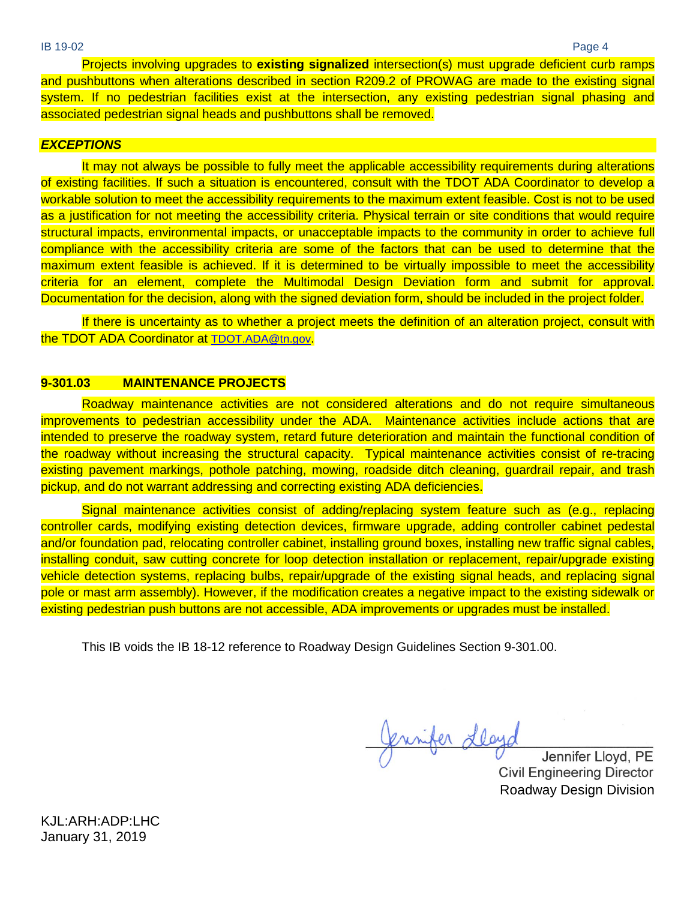Projects involving upgrades to **existing signalized** intersection(s) must upgrade deficient curb ramps and pushbuttons when alterations described in section R209.2 of PROWAG are made to the existing signal system. If no pedestrian facilities exist at the intersection, any existing pedestrian signal phasing and associated pedestrian signal heads and pushbuttons shall be removed.

***EXCEPTIONS***

It may not always be possible to fully meet the applicable accessibility requirements during alterations of existing facilities. If such a situation is encountered, consult with the TDOT ADA Coordinator to develop a workable solution to meet the accessibility requirements to the maximum extent feasible. Cost is not to be used as a justification for not meeting the accessibility criteria. Physical terrain or site conditions that would require structural impacts, environmental impacts, or unacceptable impacts to the community in order to achieve full compliance with the accessibility criteria are some of the factors that can be used to determine that the maximum extent feasible is achieved. If it is determined to be virtually impossible to meet the accessibility criteria for an element, complete the Multimodal Design Deviation form and submit for approval. Documentation for the decision, along with the signed deviation form, should be included in the project folder.

If there is uncertainty as to whether a project meets the definition of an alteration project, consult with the TDOT ADA Coordinator at TDOT.ADA@tn.gov.

### 9-301.03 MAINTENANCE PROJECTS

Roadway maintenance activities are not considered alterations and do not require simultaneous improvements to pedestrian accessibility under the ADA. Maintenance activities include actions that are intended to preserve the roadway system, retard future deterioration and maintain the functional condition of the roadway without increasing the structural capacity. Typical maintenance activities consist of re-tracing existing pavement markings, pothole patching, mowing, roadside ditch cleaning, guardrail repair, and trash pickup, and do not warrant addressing and correcting existing ADA deficiencies.

Signal maintenance activities consist of adding/replacing system feature such as (e.g., replacing controller cards, modifying existing detection devices, firmware upgrade, adding controller cabinet pedestal and/or foundation pad, relocating controller cabinet, installing ground boxes, installing new traffic signal cables, installing conduit, saw cutting concrete for loop detection installation or replacement, repair/upgrade existing vehicle detection systems, replacing bulbs, repair/upgrade of the existing signal heads, and replacing signal pole or mast arm assembly). However, if the modification creates a negative impact to the existing sidewalk or existing pedestrian push buttons are not accessible, ADA improvements or upgrades must be installed.

This IB voids the IB 18-12 reference to Roadway Design Guidelines Section 9-301.00.

Jennifer Lloyd, PE
Civil Engineering Director
Roadway Design Division

KJL:ARH:ADP:LHC
January 31, 2019